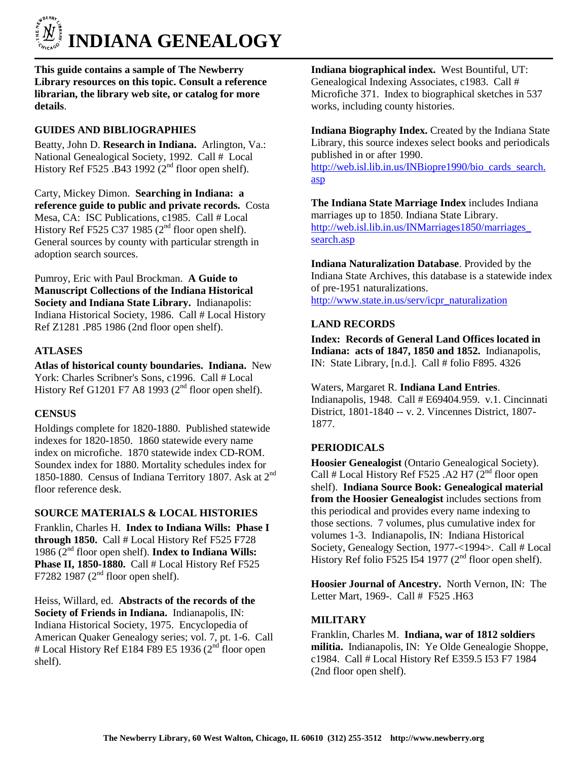# INDIANA GENEALOGY

**This guide contains a sample of The Newberry Library resources on this topic. Consult a reference librarian, the library web site, or catalog for more details**.

## GUIDES AND BIBLIOGRAPHIES

Beatty, John D. **Research in Indiana.** Arlington, Va.: National Genealogical Society, 1992. Call # Local History Ref F525 .B43 1992 (2nd floor open shelf).

Carty, Mickey Dimon. **Searching in Indiana: a reference guide to public and private records.** Costa Mesa, CA: ISC Publications, c1985. Call # Local History Ref F525 C37 1985 (2nd floor open shelf). General sources by county with particular strength in adoption search sources.

Pumroy, Eric with Paul Brockman. **A Guide to Manuscript Collections of the Indiana Historical Society and Indiana State Library.** Indianapolis: Indiana Historical Society, 1986. Call # Local History Ref Z1281 .P85 1986 (2nd floor open shelf).

## ATLASES

**Atlas of historical county boundaries. Indiana.** New York: Charles Scribner's Sons, c1996. Call # Local History Ref G1201 F7 A8 1993 (2nd floor open shelf).

## CENSUS

Holdings complete for 1820-1880. Published statewide indexes for 1820-1850. 1860 statewide every name index on microfiche. 1870 statewide index CD-ROM. Soundex index for 1880. Mortality schedules index for 1850-1880. Census of Indiana Territory 1807. Ask at 2nd floor reference desk.

## SOURCE MATERIALS & LOCAL HISTORIES

Franklin, Charles H. **Index to Indiana Wills: Phase I through 1850.** Call # Local History Ref F525 F728 1986 (2nd floor open shelf). **Index to Indiana Wills: Phase II, 1850-1880.** Call # Local History Ref F525 F7282 1987 (2nd floor open shelf).

Heiss, Willard, ed. **Abstracts of the records of the Society of Friends in Indiana.** Indianapolis, IN: Indiana Historical Society, 1975. Encyclopedia of American Quaker Genealogy series; vol. 7, pt. 1-6. Call # Local History Ref E184 F89 E5 1936 (2nd floor open shelf).

**Indiana biographical index.** West Bountiful, UT: Genealogical Indexing Associates, c1983. Call # Microfiche 371. Index to biographical sketches in 537 works, including county histories.

**Indiana Biography Index.** Created by the Indiana State Library, this source indexes select books and periodicals published in or after 1990. http://web.isl.lib.in.us/INBiopre1990/bio_cards_search.asp

**The Indiana State Marriage Index** includes Indiana marriages up to 1850. Indiana State Library. http://web.isl.lib.in.us/INMarriages1850/marriages_search.asp

**Indiana Naturalization Database**. Provided by the Indiana State Archives, this database is a statewide index of pre-1951 naturalizations. http://www.state.in.us/serv/icpr_naturalization

## LAND RECORDS

**Index: Records of General Land Offices located in Indiana: acts of 1847, 1850 and 1852.** Indianapolis, IN: State Library, [n.d.]. Call # folio F895. 4326

Waters, Margaret R. **Indiana Land Entries**. Indianapolis, 1948. Call # E69404.959. v.1. Cincinnati District, 1801-1840 -- v. 2. Vincennes District, 1807-1877.

## PERIODICALS

**Hoosier Genealogist** (Ontario Genealogical Society). Call # Local History Ref F525 .A2 H7 (2nd floor open shelf). **Indiana Source Book: Genealogical material from the Hoosier Genealogist** includes sections from this periodical and provides every name indexing to those sections. 7 volumes, plus cumulative index for volumes 1-3. Indianapolis, IN: Indiana Historical Society, Genealogy Section, 1977-<1994>. Call # Local History Ref folio F525 I54 1977 (2nd floor open shelf).

**Hoosier Journal of Ancestry.** North Vernon, IN: The Letter Mart, 1969-. Call # F525 .H63

## MILITARY

Franklin, Charles M. **Indiana, war of 1812 soldiers militia.** Indianapolis, IN: Ye Olde Genealogie Shoppe, c1984. Call # Local History Ref E359.5 I53 F7 1984 (2nd floor open shelf).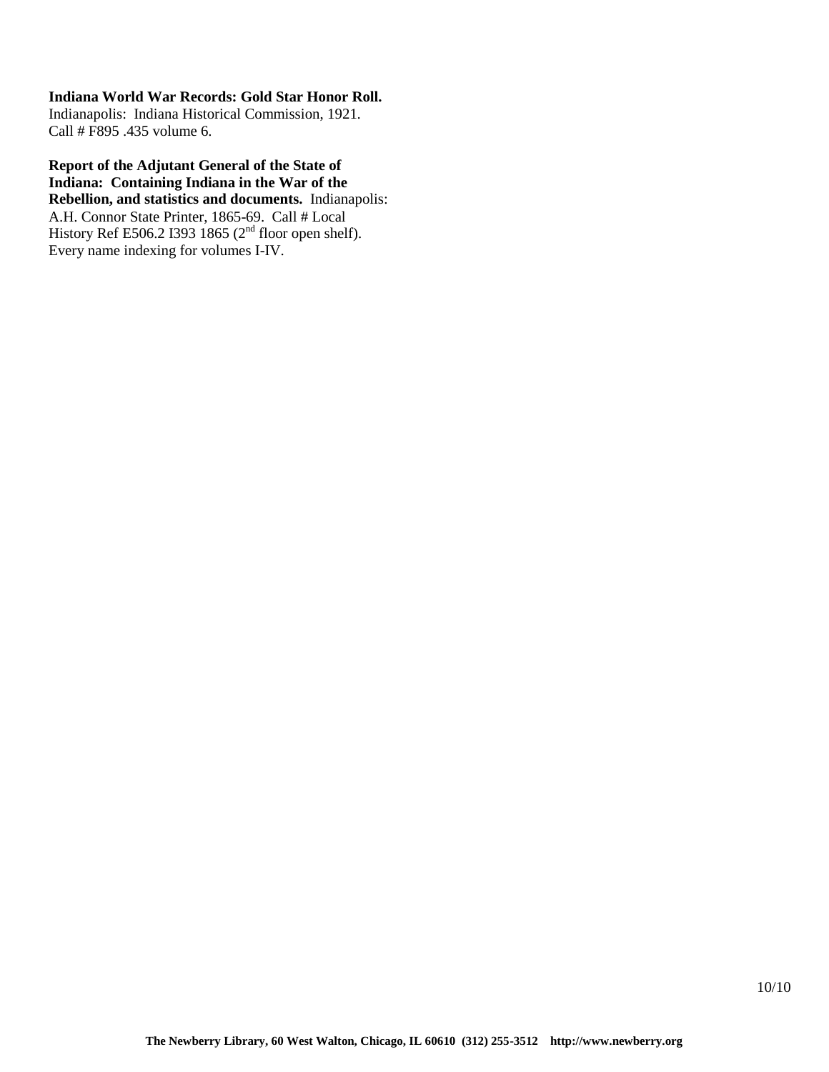**Indiana World War Records: Gold Star Honor Roll.** Indianapolis: Indiana Historical Commission, 1921. Call # F895 .435 volume 6.

**Report of the Adjutant General of the State of Indiana: Containing Indiana in the War of the Rebellion, and statistics and documents.** Indianapolis: A.H. Connor State Printer, 1865-69. Call # Local History Ref E506.2 I393 1865 (2nd floor open shelf). Every name indexing for volumes I-IV.